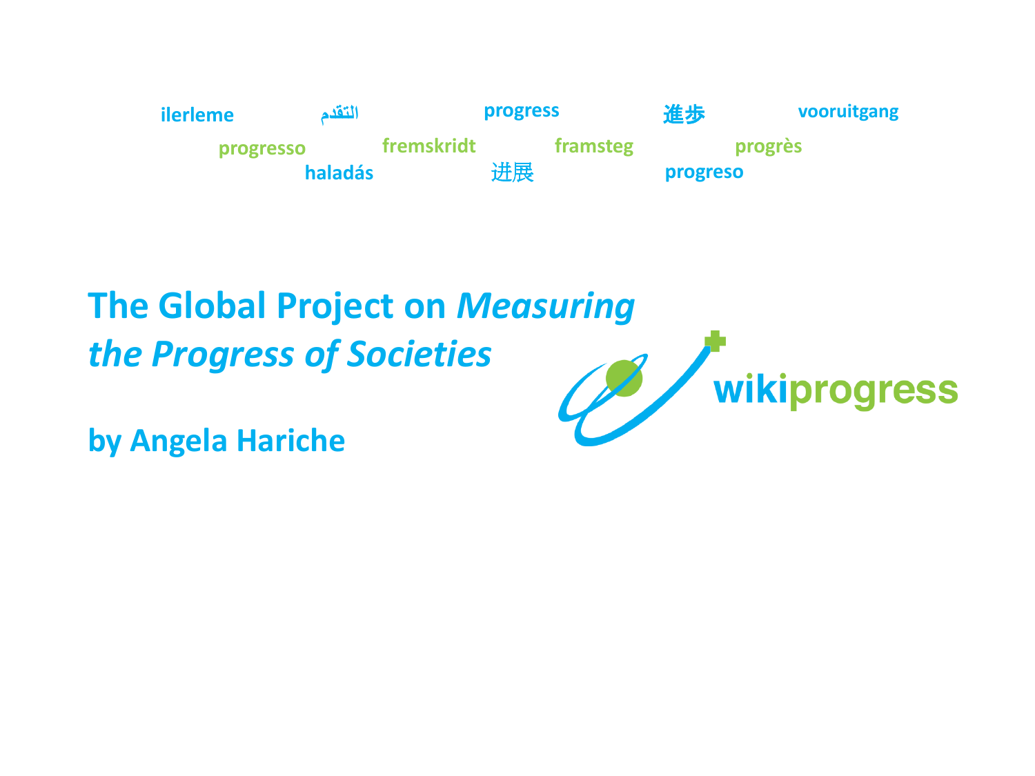ilerleme التقدم progress 進步 vooruitgang

progresso fremskridt framsteg progrès

haladás 进展 progreso

# The Global Project on *Measuring the Progress of Societies*

**by Angela Hariche**

wikiprogress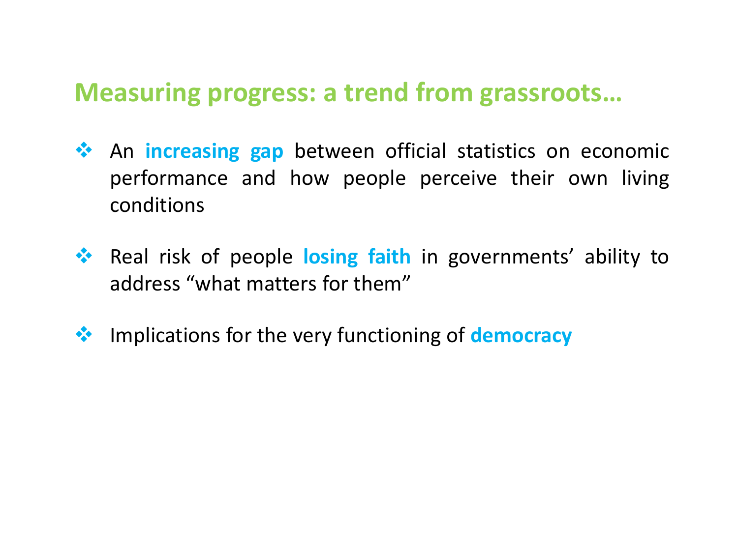## Measuring progress: a trend from grassroots…

- An **increasing gap** between official statistics on economic performance and how people perceive their own living conditions

- Real risk of people **losing faith** in governments' ability to address "what matters for them"

- Implications for the very functioning of **democracy**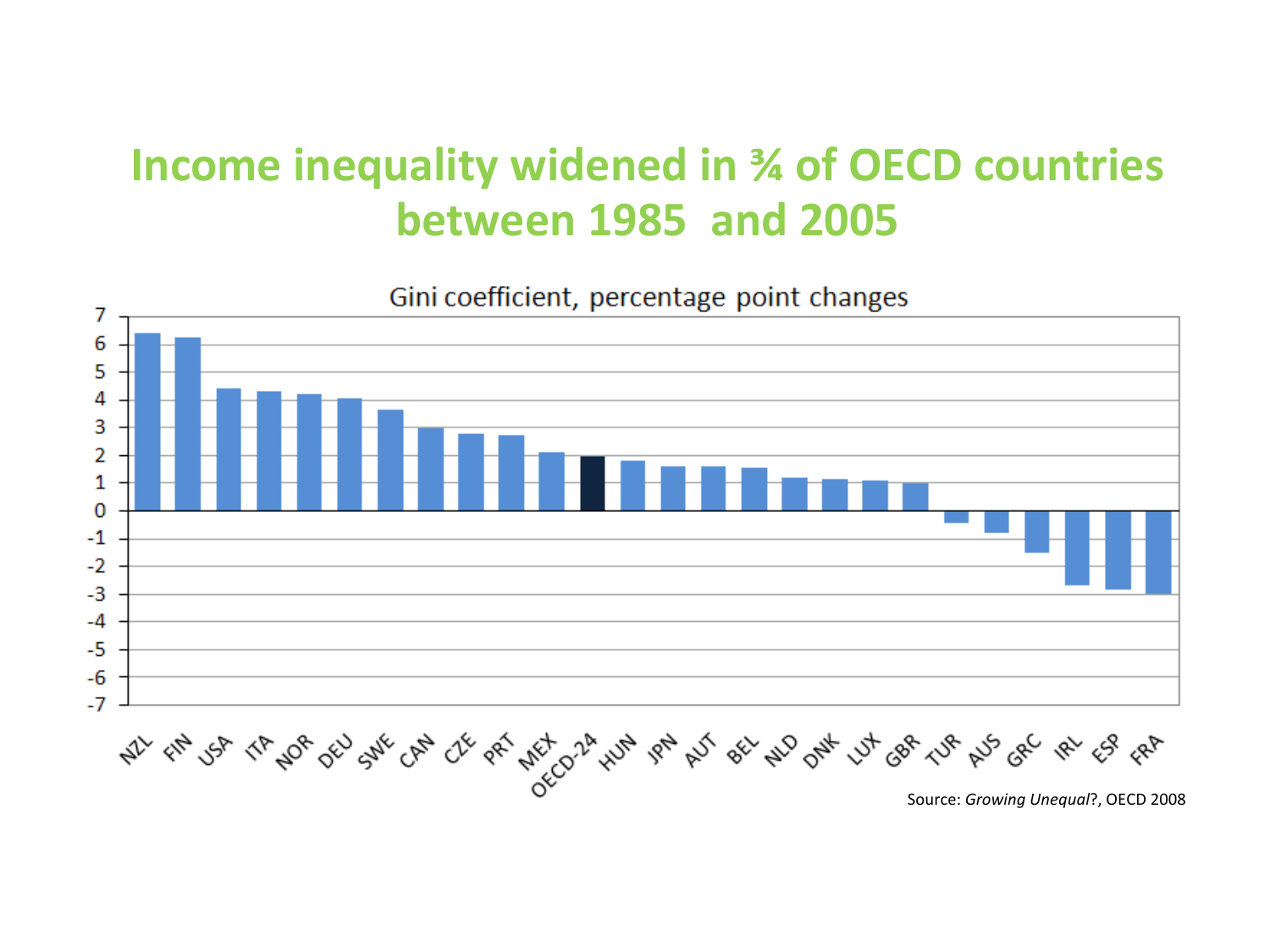# Income inequality widened in ¾ of OECD countries between 1985 and 2005

Gini coefficient, percentage point changes

Source: *Growing Unequal*?, OECD 2008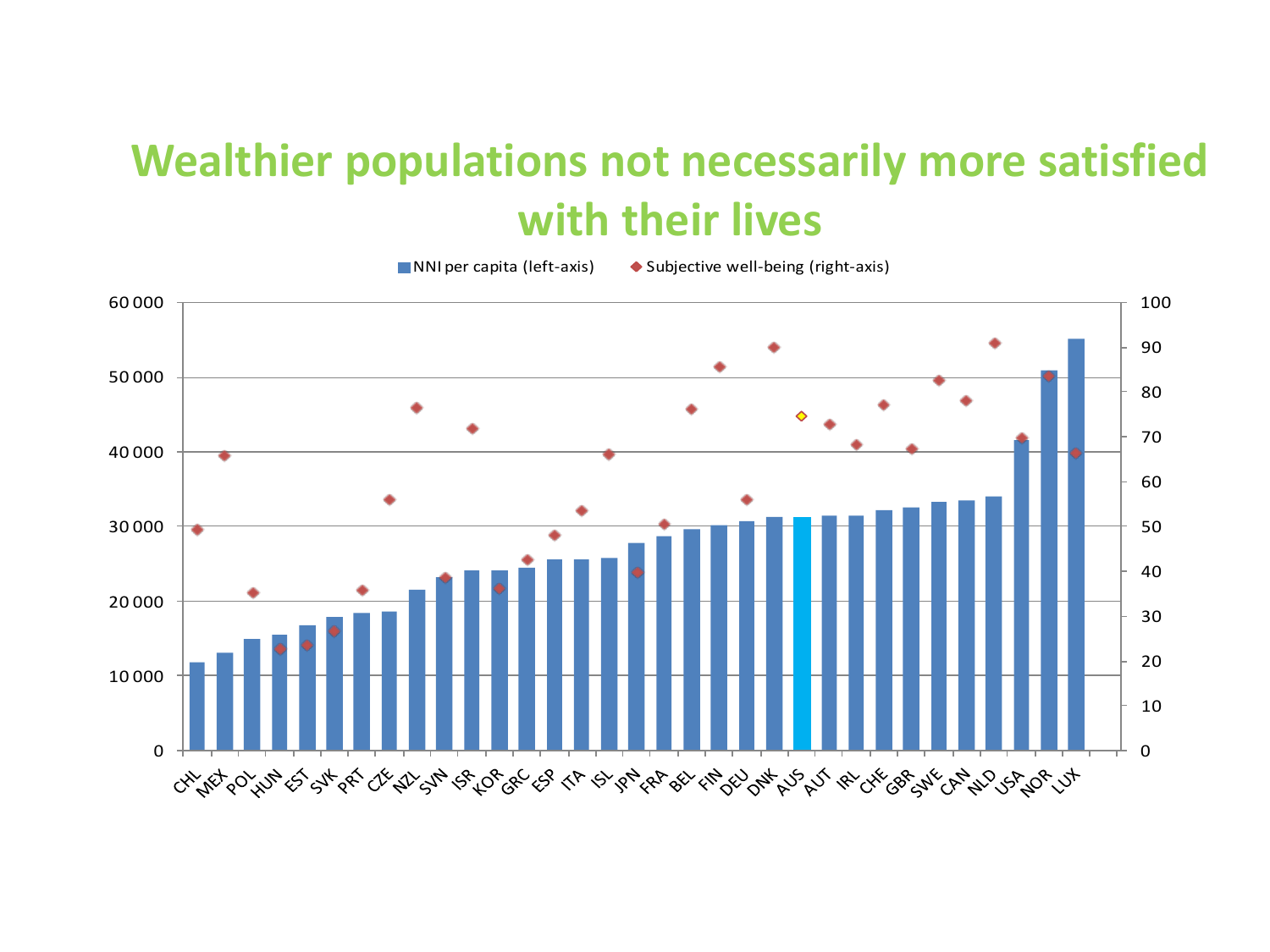# Wealthier populations not necessarily more satisfied with their lives

NNI per capita (left-axis) | Subjective well-being (right-axis)

Left axis: 0, 10 000, 20 000, 30 000, 40 000, 50 000, 60 000

Right axis: 0, 10, 20, 30, 40, 50, 60, 70, 80, 90, 100

CHL, MEX, POL, HUN, EST, SVK, PRT, CZE, NZL, SVN, ISR, KOR, GRC, ESP, ITA, ISL, JPN, FRA, BEL, FIN, DEU, DNK, AUS, AUT, IRL, CHE, GBR, SWE, CAN, NLD, USA, NOR, LUX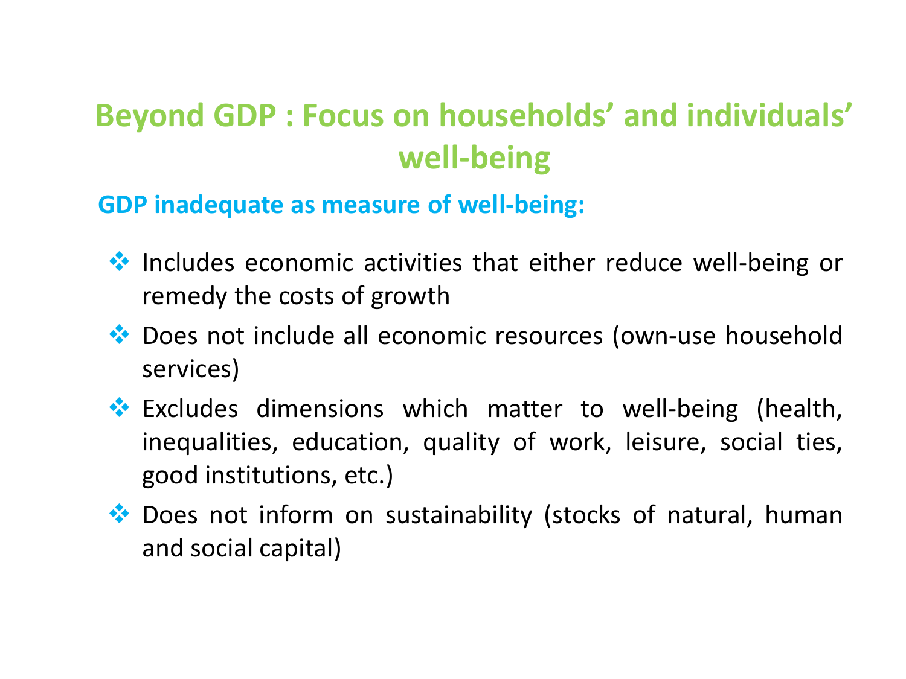# Beyond GDP : Focus on households' and individuals' well-being

## GDP inadequate as measure of well-being:

- Includes economic activities that either reduce well-being or remedy the costs of growth
- Does not include all economic resources (own-use household services)
- Excludes dimensions which matter to well-being (health, inequalities, education, quality of work, leisure, social ties, good institutions, etc.)
- Does not inform on sustainability (stocks of natural, human and social capital)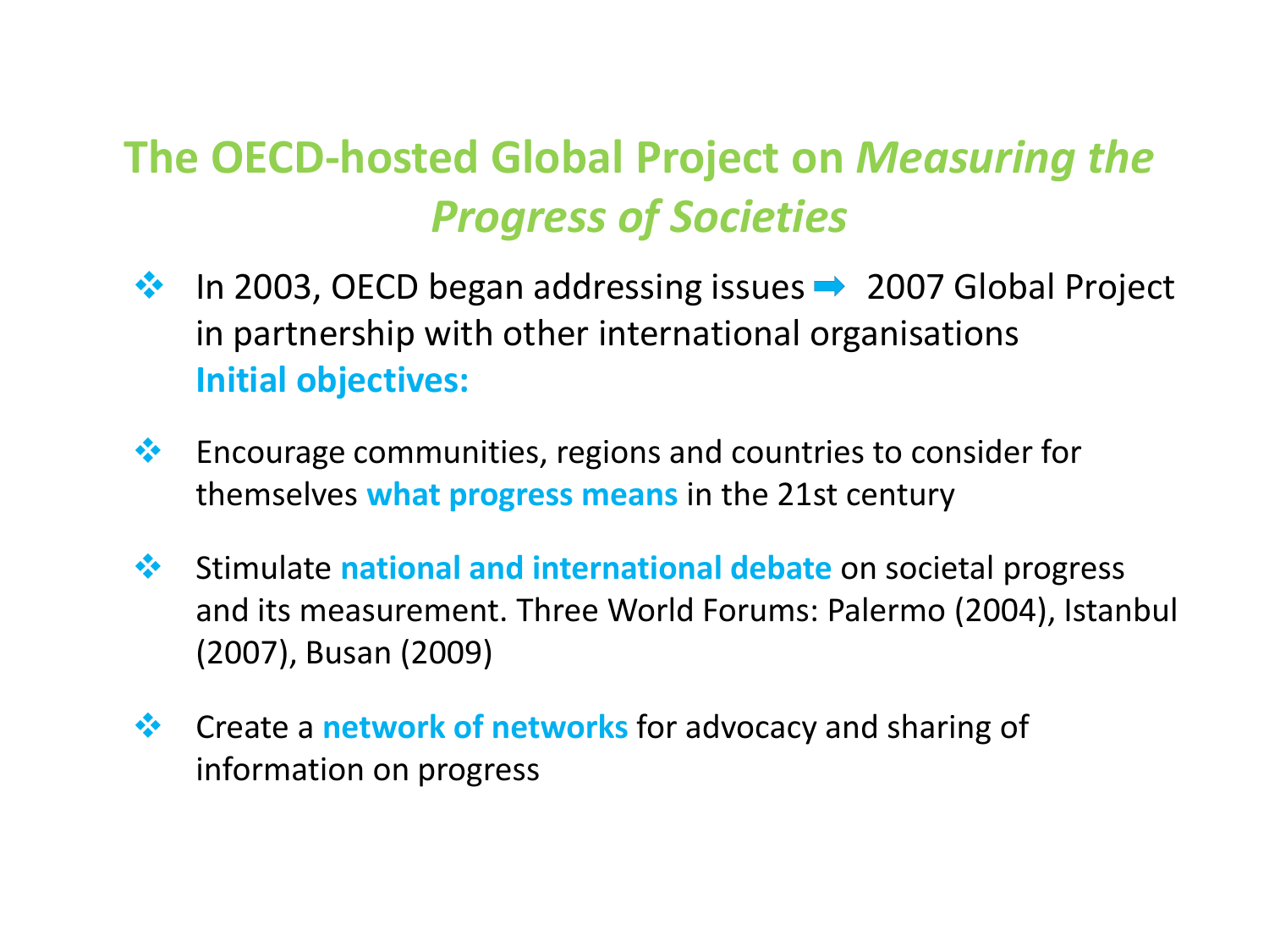# The OECD-hosted Global Project on *Measuring the Progress of Societies*

- In 2003, OECD began addressing issues ➡ 2007 Global Project in partnership with other international organisations
  **Initial objectives:**
- Encourage communities, regions and countries to consider for themselves **what progress means** in the 21st century
- Stimulate **national and international debate** on societal progress and its measurement. Three World Forums: Palermo (2004), Istanbul (2007), Busan (2009)
- Create a **network of networks** for advocacy and sharing of information on progress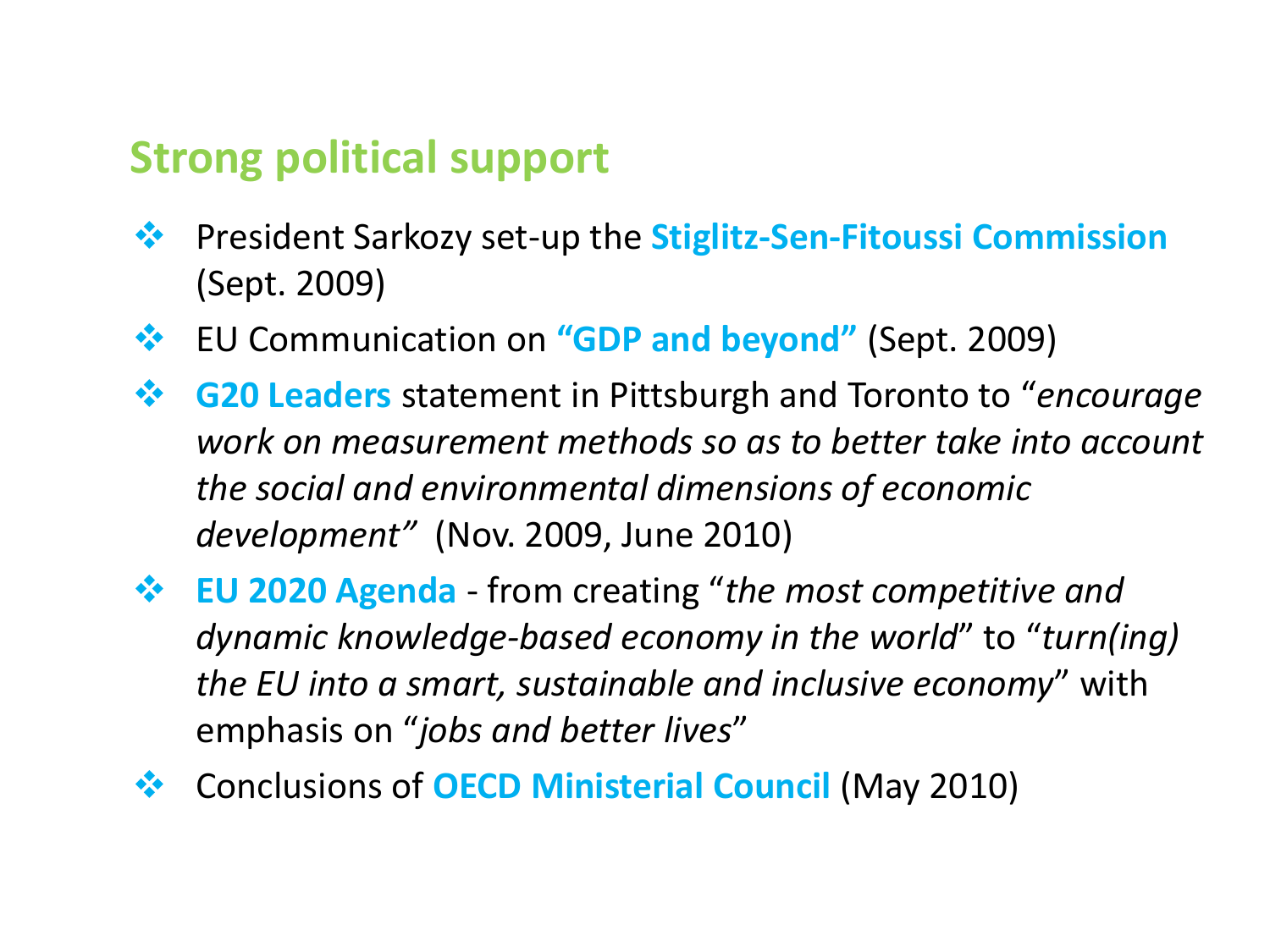## Strong political support

- President Sarkozy set-up the **Stiglitz-Sen-Fitoussi Commission** (Sept. 2009)
- EU Communication on **"GDP and beyond"** (Sept. 2009)
- **G20 Leaders** statement in Pittsburgh and Toronto to "*encourage work on measurement methods so as to better take into account the social and environmental dimensions of economic development*" (Nov. 2009, June 2010)
- **EU 2020 Agenda** - from creating "*the most competitive and dynamic knowledge-based economy in the world*" to "*turn(ing) the EU into a smart, sustainable and inclusive economy*" with emphasis on "*jobs and better lives*"
- Conclusions of **OECD Ministerial Council** (May 2010)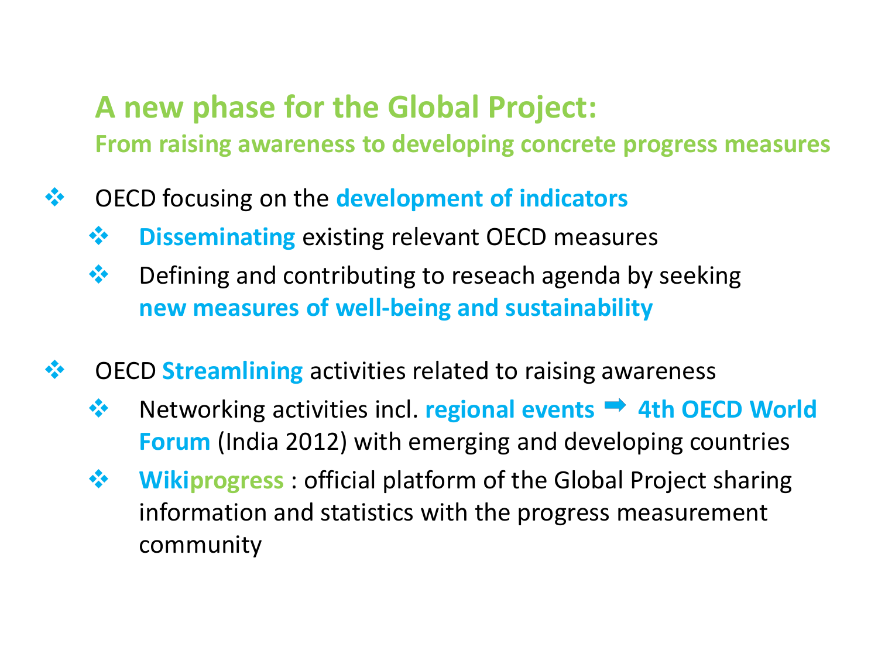## A new phase for the Global Project:

### From raising awareness to developing concrete progress measures

- OECD focusing on the **development of indicators**
  - **Disseminating** existing relevant OECD measures
  - Defining and contributing to reseach agenda by seeking **new measures of well-being and sustainability**

- OECD **Streamlining** activities related to raising awareness
  - Networking activities incl. **regional events ➡ 4th OECD World Forum** (India 2012) with emerging and developing countries
  - **Wikiprogress** : official platform of the Global Project sharing information and statistics with the progress measurement community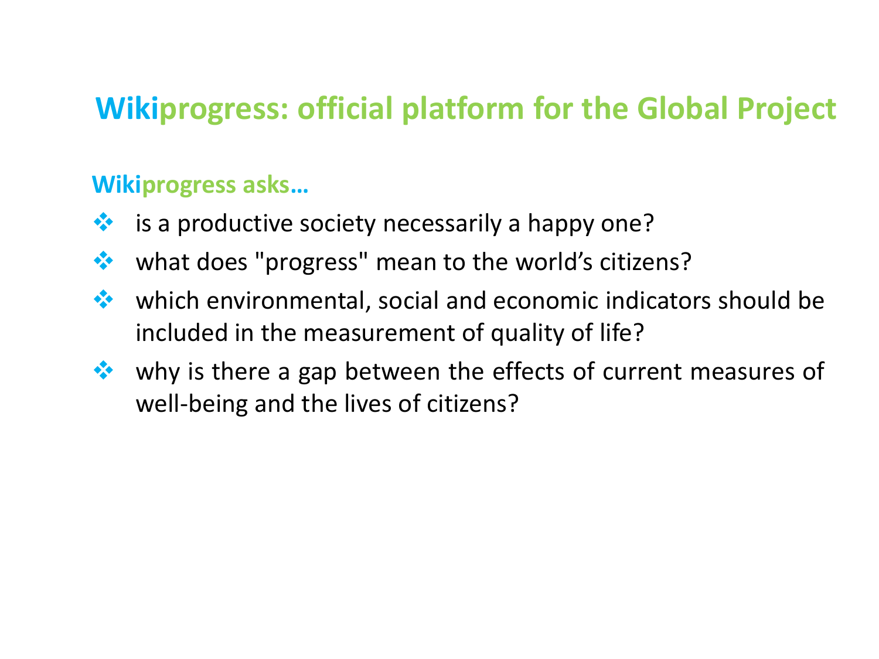# Wikiprogress: official platform for the Global Project

**Wikiprogress asks…**

- is a productive society necessarily a happy one?
- what does "progress" mean to the world's citizens?
- which environmental, social and economic indicators should be included in the measurement of quality of life?
- why is there a gap between the effects of current measures of well-being and the lives of citizens?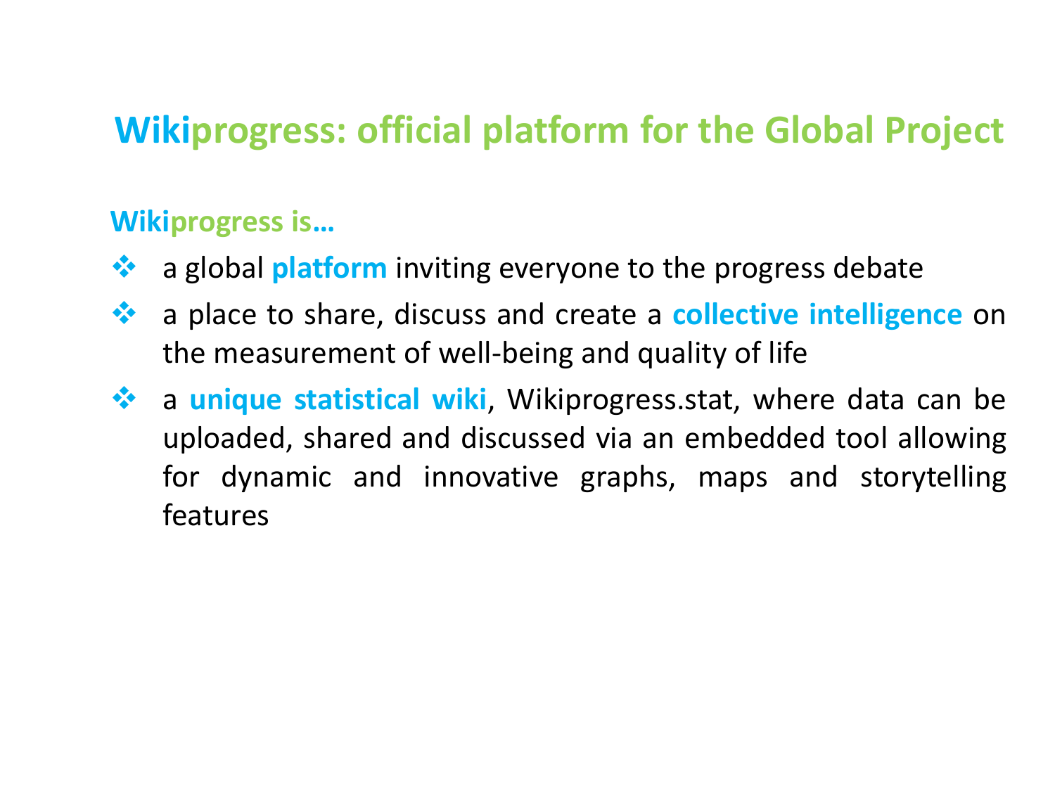# Wikiprogress: official platform for the Global Project

**Wikiprogress is…**

- a global **platform** inviting everyone to the progress debate
- a place to share, discuss and create a **collective intelligence** on the measurement of well-being and quality of life
- a **unique statistical wiki**, Wikiprogress.stat, where data can be uploaded, shared and discussed via an embedded tool allowing for dynamic and innovative graphs, maps and storytelling features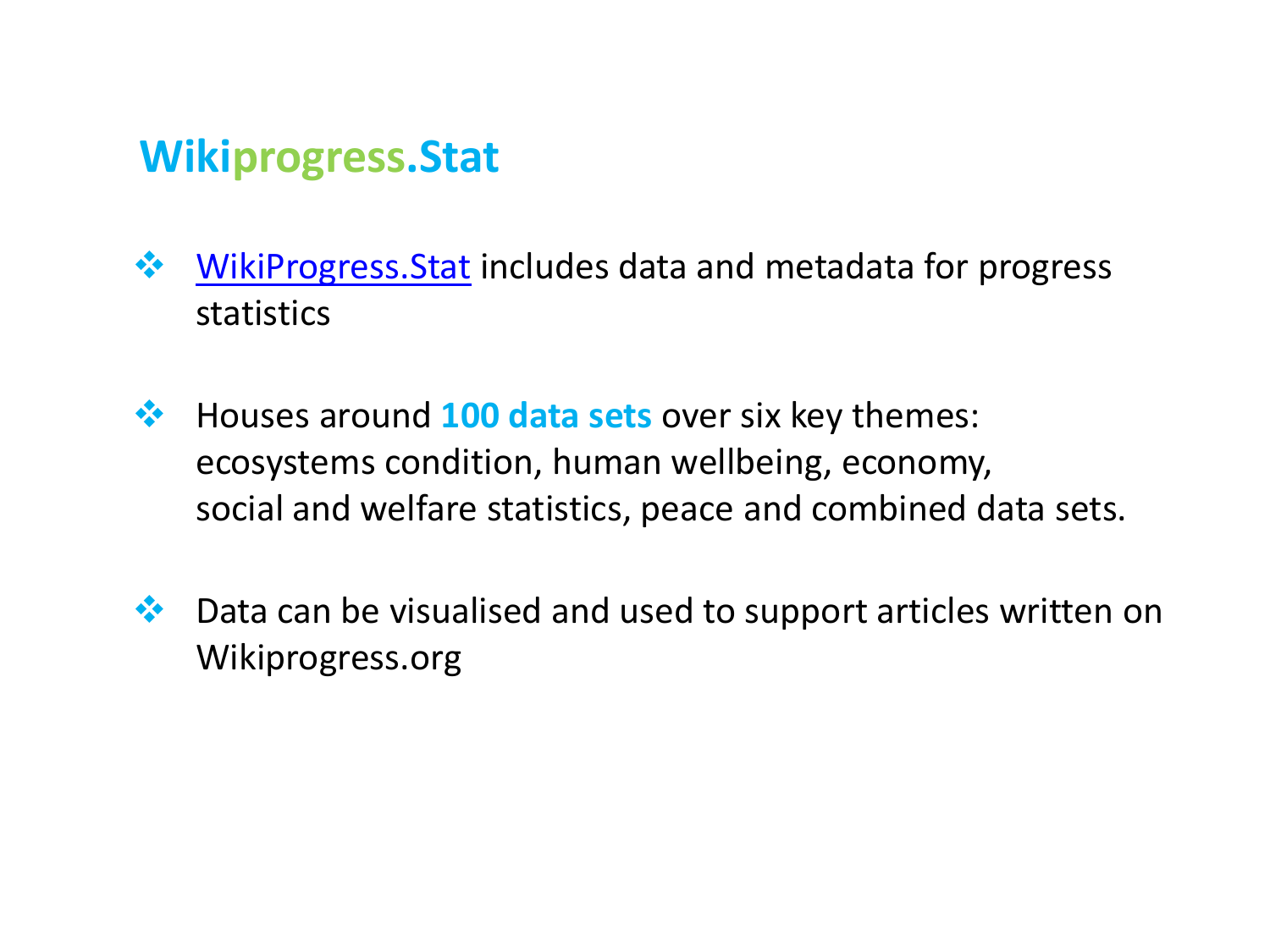## Wikiprogress.Stat

- WikiProgress.Stat includes data and metadata for progress statistics

- Houses around **100 data sets** over six key themes: ecosystems condition, human wellbeing, economy, social and welfare statistics, peace and combined data sets.

- Data can be visualised and used to support articles written on Wikiprogress.org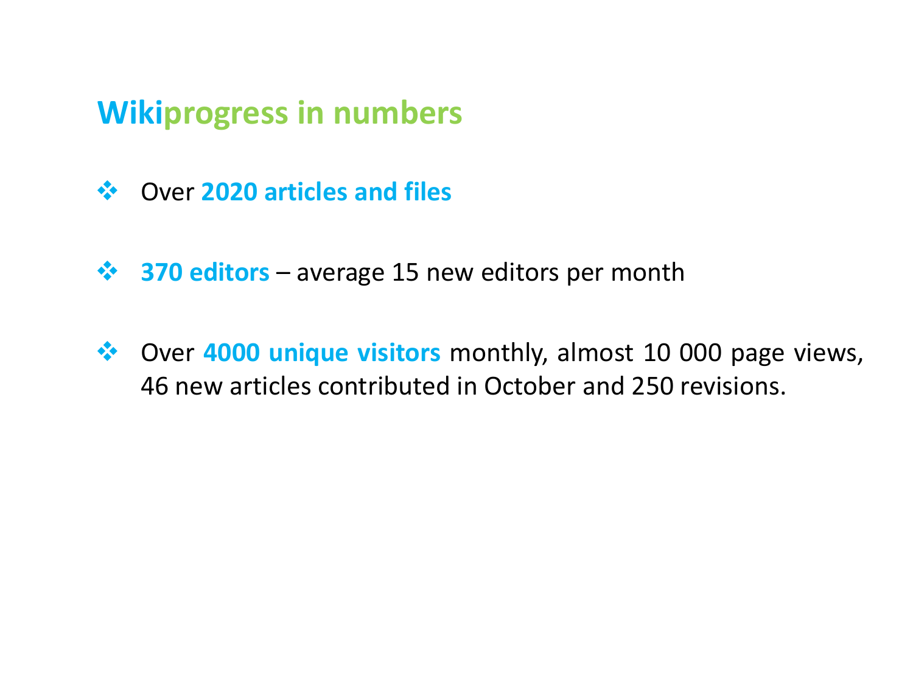## Wikiprogress in numbers

- Over **2020 articles and files**
- **370 editors** – average 15 new editors per month
- Over **4000 unique visitors** monthly, almost 10 000 page views, 46 new articles contributed in October and 250 revisions.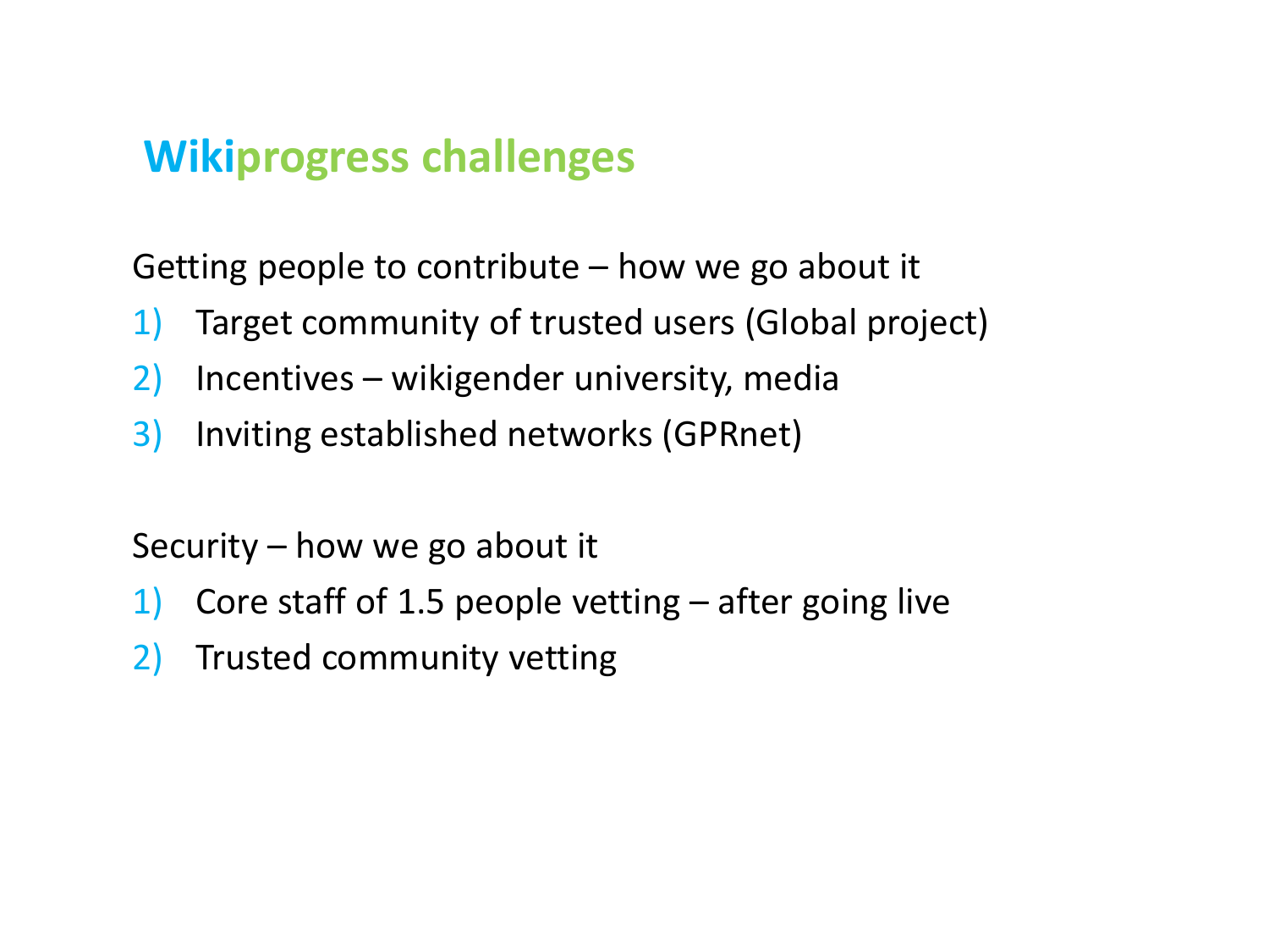# Wikiprogress challenges

Getting people to contribute – how we go about it

1) Target community of trusted users (Global project)
2) Incentives – wikigender university, media
3) Inviting established networks (GPRnet)

Security – how we go about it

1) Core staff of 1.5 people vetting – after going live
2) Trusted community vetting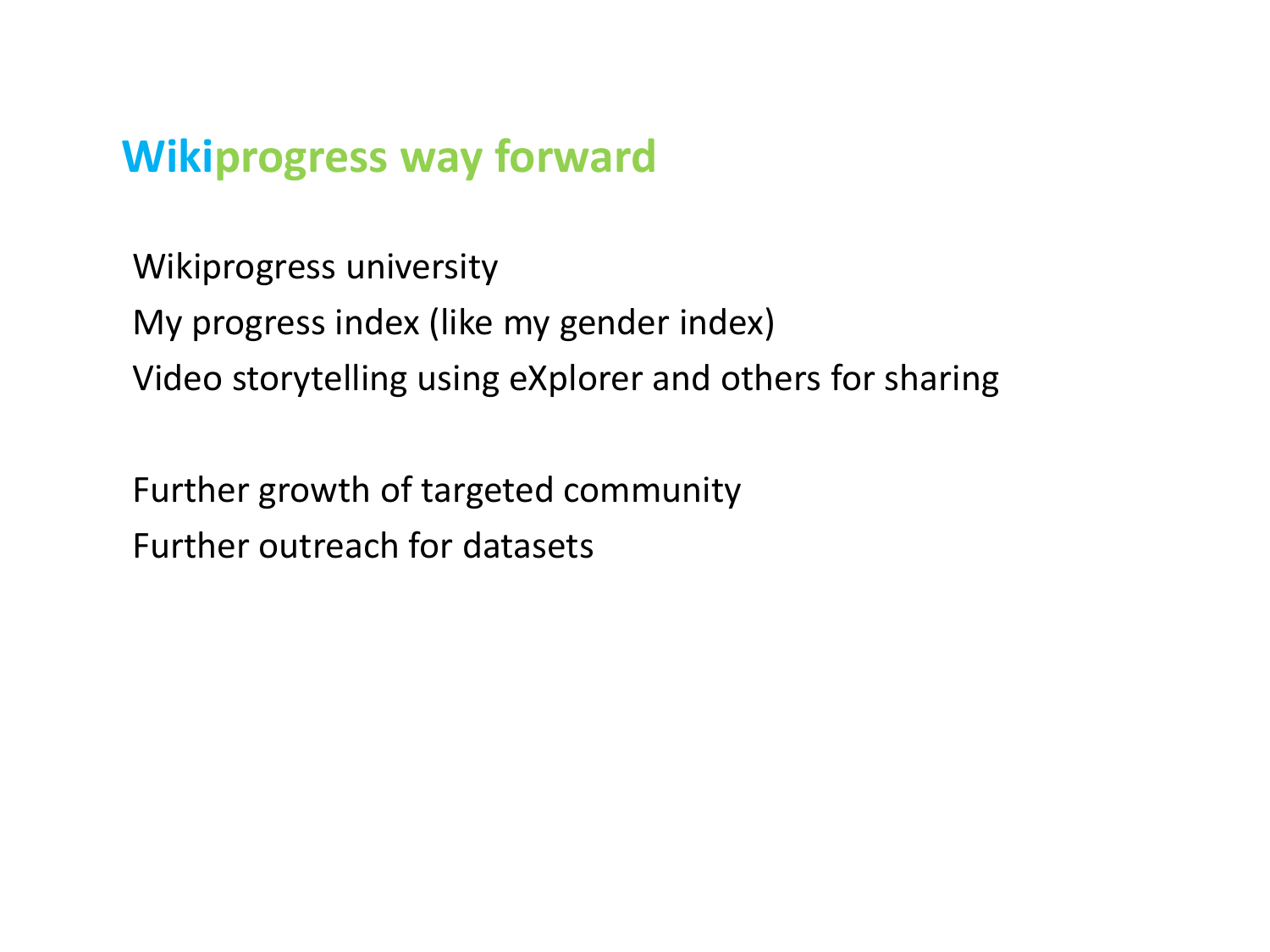## Wikiprogress way forward

Wikiprogress university

My progress index (like my gender index)

Video storytelling using eXplorer and others for sharing

Further growth of targeted community

Further outreach for datasets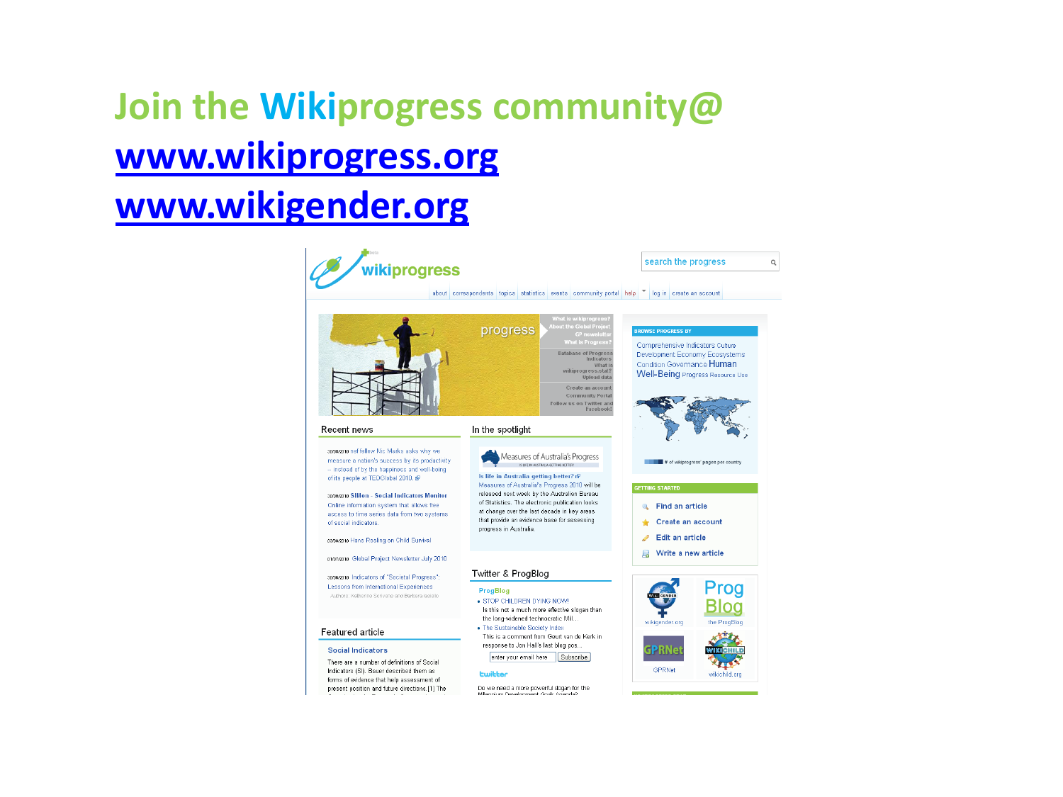# Join the Wikiprogress community@

## www.wikiprogress.org

## www.wikigender.org